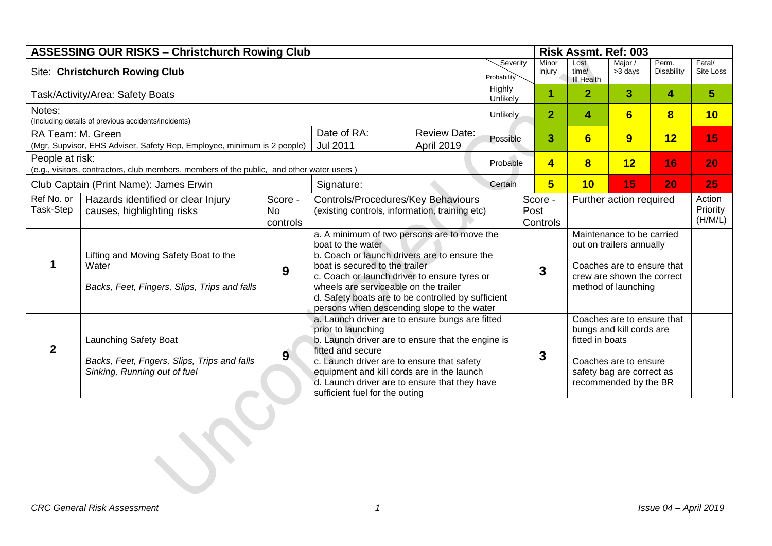## ASSESSING OUR RISKS – Christchurch Rowing Club

**Risk Assmt. Ref: 003**

Site: **Christchurch Rowing Club**

Task/Activity/Area: Safety Boats

Notes:
(Including details of previous accidents/incidents)

RA Team: M. Green
(Mgr, Supvisor, EHS Adviser, Safety Rep, Employee, minimum is 2 people)

Date of RA: Jul 2011

Review Date: April 2019

People at risk:
(e.g., visitors, contractors, club members, members of the public, and other water users )

Club Captain (Print Name): James Erwin

Signature:

| Probability \ Severity | Minor injury | Lost time/ Ill Health | Major / >3 days | Perm. Disability | Fatal/ Site Loss |
|---|---|---|---|---|---|
| Highly Unlikely | 1 | 2 | 3 | 4 | 5 |
| Unlikely | 2 | 4 | 6 | 8 | 10 |
| Possible | 3 | 6 | 9 | 12 | 15 |
| Probable | 4 | 8 | 12 | 16 | 20 |
| Certain | 5 | 10 | 15 | 20 | 25 |

| Ref No. or Task-Step | Hazards identified or clear Injury causes, highlighting risks | Score - No controls | Controls/Procedures/Key Behaviours (existing controls, information, training etc) | Score - Post Controls | Further action required | Action Priority (H/M/L) |
|---|---|---|---|---|---|---|
| 1 | Lifting and Moving Safety Boat to the Water<br><br>*Backs, Feet, Fingers, Slips, Trips and falls* | 9 | a. A minimum of two persons are to move the boat to the water<br>b. Coach or launch drivers are to ensure the boat is secured to the trailer<br>c. Coach or launch driver to ensure tyres or wheels are serviceable on the trailer<br>d. Safety boats are to be controlled by sufficient persons when descending slope to the water | 3 | Maintenance to be carried out on trailers annually<br><br>Coaches are to ensure that crew are shown the correct method of launching | |
| 2 | Launching Safety Boat<br><br>*Backs, Feet, Fngers, Slips, Trips and falls Sinking, Running out of fuel* | 9 | a. Launch driver are to ensure bungs are fitted prior to launching<br>b. Launch driver are to ensure that the engine is fitted and secure<br>c. Launch driver are to ensure that safety equipment and kill cords are in the launch<br>d. Launch driver are to ensure that they have sufficient fuel for the outing | 3 | Coaches are to ensure that bungs and kill cords are fitted in boats<br><br>Coaches are to ensure safety bag are correct as recommended by the BR | |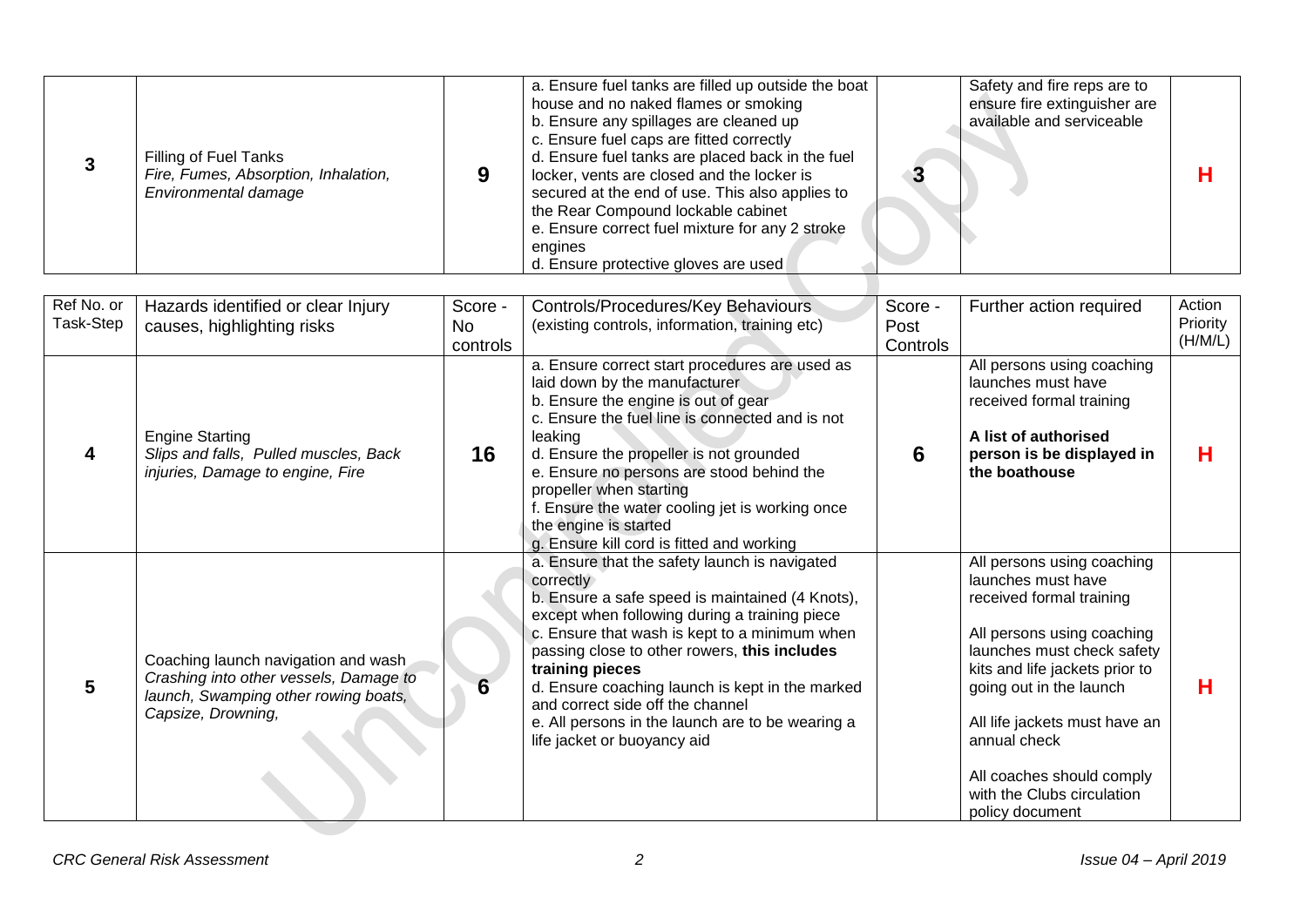| Ref No. or Task-Step | Hazards identified or clear Injury causes, highlighting risks | Score - No controls | Controls/Procedures/Key Behaviours (existing controls, information, training etc) | Score - Post Controls | Further action required | Action Priority (H/M/L) |
|---|---|---|---|---|---|---|
| **3** | Filling of Fuel Tanks<br>*Fire, Fumes, Absorption, Inhalation, Environmental damage* | **9** | a. Ensure fuel tanks are filled up outside the boat house and no naked flames or smoking<br>b. Ensure any spillages are cleaned up<br>c. Ensure fuel caps are fitted correctly<br>d. Ensure fuel tanks are placed back in the fuel locker, vents are closed and the locker is secured at the end of use. This also applies to the Rear Compound lockable cabinet<br>e. Ensure correct fuel mixture for any 2 stroke engines<br>d. Ensure protective gloves are used | **3** | Safety and fire reps are to ensure fire extinguisher are available and serviceable | **H** |
| **4** | Engine Starting<br>*Slips and falls, Pulled muscles, Back injuries, Damage to engine, Fire* | **16** | a. Ensure correct start procedures are used as laid down by the manufacturer<br>b. Ensure the engine is out of gear<br>c. Ensure the fuel line is connected and is not leaking<br>d. Ensure the propeller is not grounded<br>e. Ensure no persons are stood behind the propeller when starting<br>f. Ensure the water cooling jet is working once the engine is started<br>g. Ensure kill cord is fitted and working | **6** | All persons using coaching launches must have received formal training<br><br>**A list of authorised person is be displayed in the boathouse** | **H** |
| **5** | Coaching launch navigation and wash<br>*Crashing into other vessels, Damage to launch, Swamping other rowing boats, Capsize, Drowning,* | **6** | a. Ensure that the safety launch is navigated correctly<br>b. Ensure a safe speed is maintained (4 Knots), except when following during a training piece<br>c. Ensure that wash is kept to a minimum when passing close to other rowers, **this includes training pieces**<br>d. Ensure coaching launch is kept in the marked and correct side off the channel<br>e. All persons in the launch are to be wearing a life jacket or buoyancy aid | | All persons using coaching launches must have received formal training<br><br>All persons using coaching launches must check safety kits and life jackets prior to going out in the launch<br><br>All life jackets must have an annual check<br><br>All coaches should comply with the Clubs circulation policy document | **H** |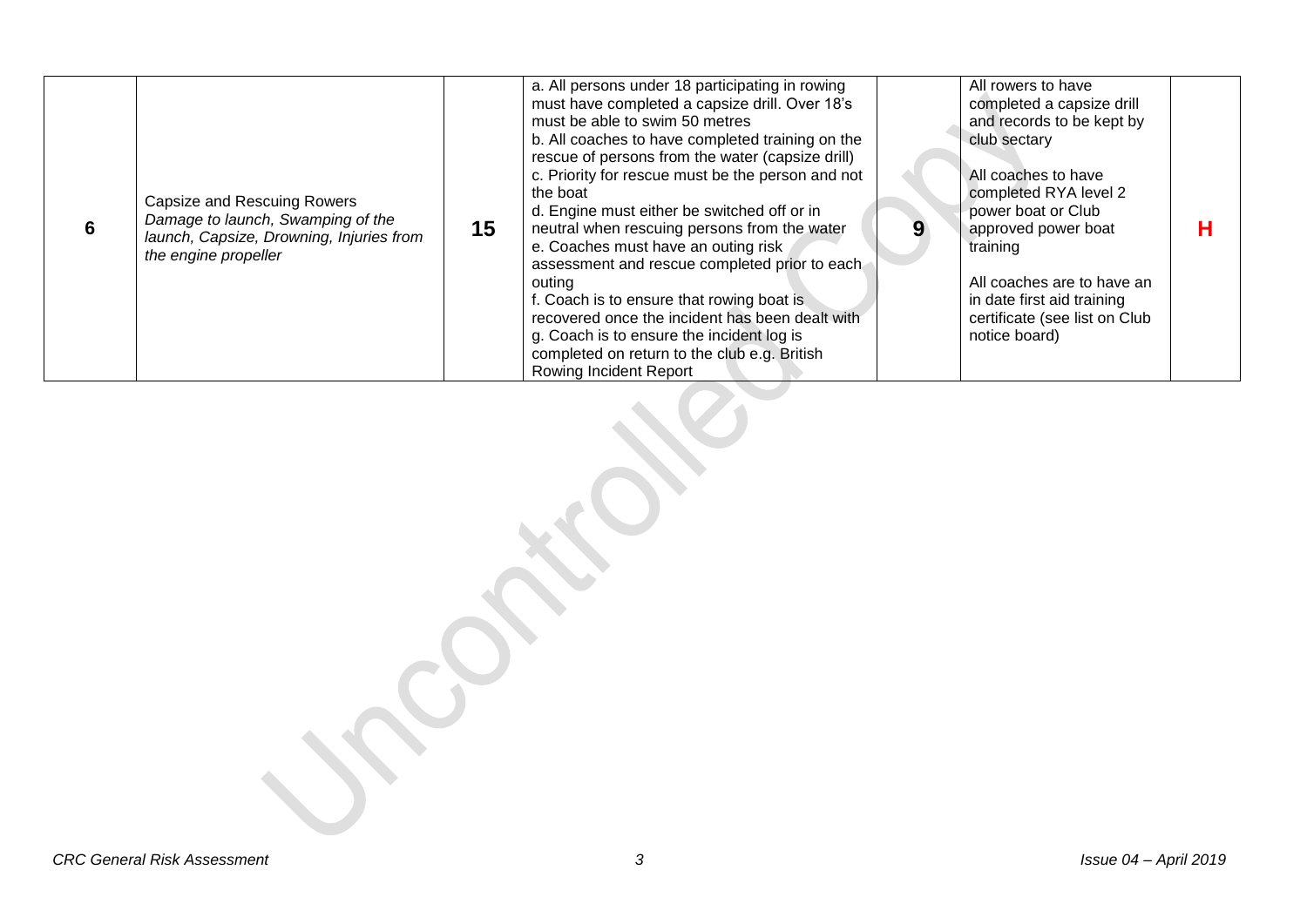| 6 | Capsize and Rescuing Rowers<br>*Damage to launch, Swamping of the launch, Capsize, Drowning, Injuries from the engine propeller* | 15 | a. All persons under 18 participating in rowing must have completed a capsize drill. Over 18's must be able to swim 50 metres<br>b. All coaches to have completed training on the rescue of persons from the water (capsize drill)<br>c. Priority for rescue must be the person and not the boat<br>d. Engine must either be switched off or in neutral when rescuing persons from the water<br>e. Coaches must have an outing risk assessment and rescue completed prior to each outing<br>f. Coach is to ensure that rowing boat is recovered once the incident has been dealt with<br>g. Coach is to ensure the incident log is completed on return to the club e.g. British Rowing Incident Report | 9 | All rowers to have completed a capsize drill and records to be kept by club sectary<br><br>All coaches to have completed RYA level 2 power boat or Club approved power boat training<br><br>All coaches are to have an in date first aid training certificate (see list on Club notice board) | H |
|---|---|---|---|---|---|---|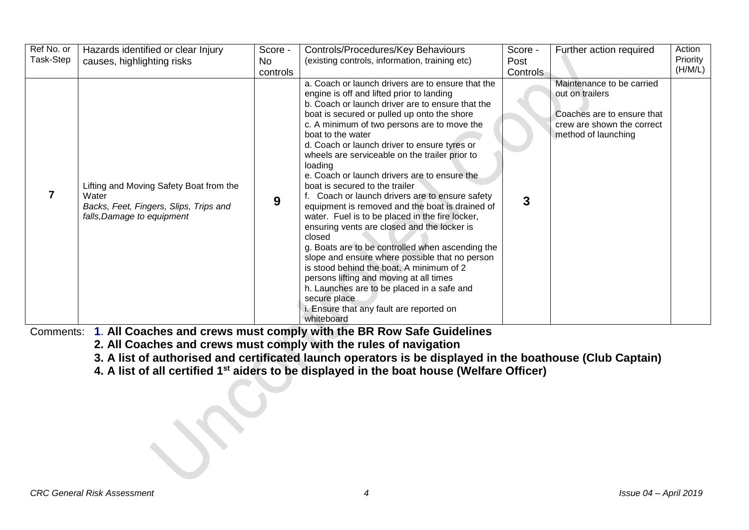| Ref No. or Task-Step | Hazards identified or clear Injury causes, highlighting risks | Score - No controls | Controls/Procedures/Key Behaviours (existing controls, information, training etc) | Score - Post Controls | Further action required | Action Priority (H/M/L) |
|---|---|---|---|---|---|---|
| **7** | Lifting and Moving Safety Boat from the Water<br>*Backs, Feet, Fingers, Slips, Trips and falls,Damage to equipment* | **9** | a. Coach or launch drivers are to ensure that the engine is off and lifted prior to landing<br>b. Coach or launch driver are to ensure that the boat is secured or pulled up onto the shore<br>c. A minimum of two persons are to move the boat to the water<br>d. Coach or launch driver to ensure tyres or wheels are serviceable on the trailer prior to loading<br>e. Coach or launch drivers are to ensure the boat is secured to the trailer<br>f. Coach or launch drivers are to ensure safety equipment is removed and the boat is drained of water. Fuel is to be placed in the fire locker, ensuring vents are closed and the locker is closed<br>g. Boats are to be controlled when ascending the slope and ensure where possible that no person is stood behind the boat. A minimum of 2 persons lifting and moving at all times<br>h. Launches are to be placed in a safe and secure place<br>i. Ensure that any fault are reported on whiteboard | **3** | Maintenance to be carried out on trailers<br><br>Coaches are to ensure that crew are shown the correct method of launching | |

Comments:

1. **All Coaches and crews must comply with the BR Row Safe Guidelines**
2. **All Coaches and crews must comply with the rules of navigation**
3. **A list of authorised and certificated launch operators is be displayed in the boathouse (Club Captain)**
4. **A list of all certified 1st aiders to be displayed in the boat house (Welfare Officer)**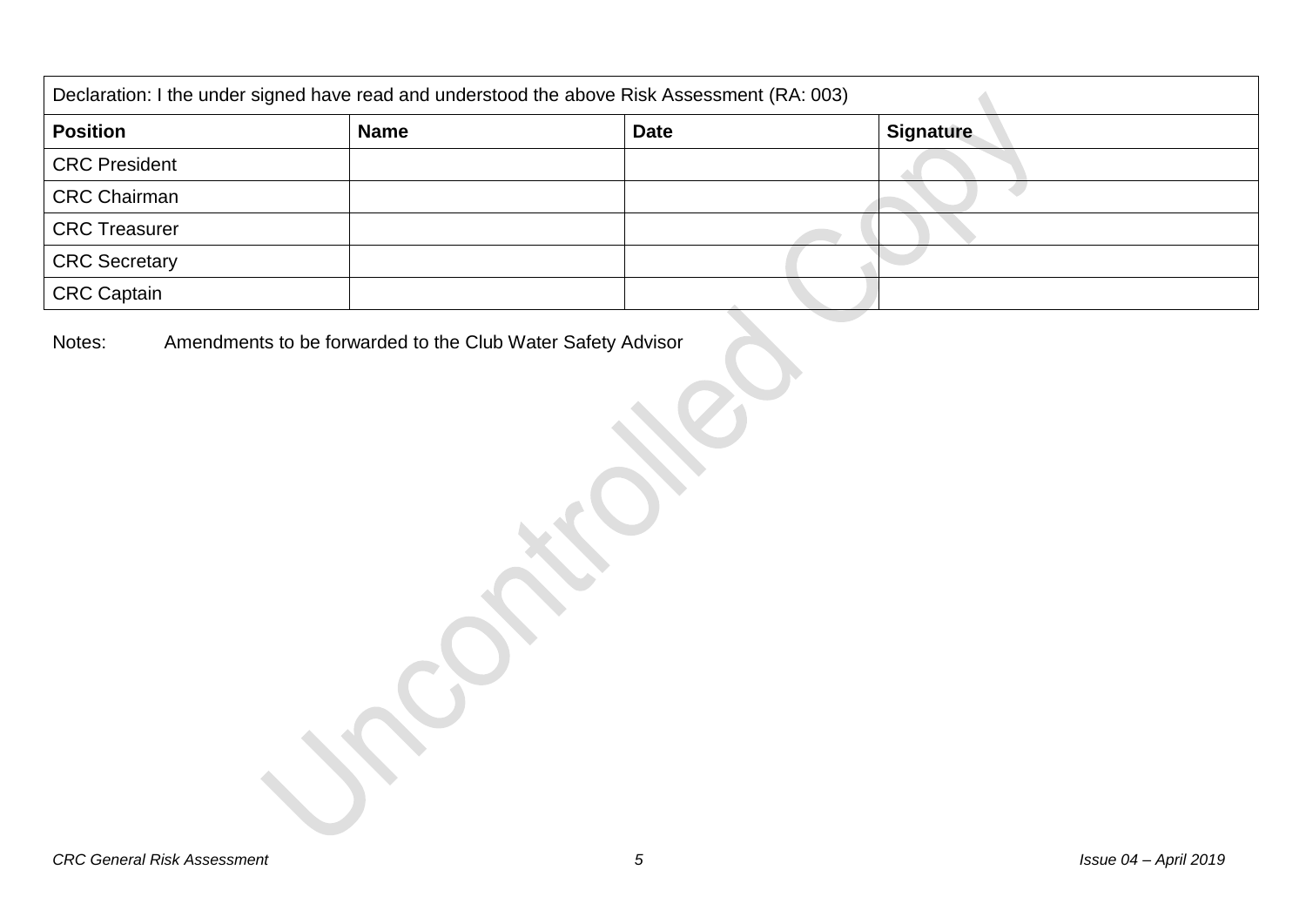| Declaration: I the under signed have read and understood the above Risk Assessment (RA: 003) | | | |
|---|---|---|---|
| **Position** | **Name** | **Date** | **Signature** |
| CRC President | | | |
| CRC Chairman | | | |
| CRC Treasurer | | | |
| CRC Secretary | | | |
| CRC Captain | | | |

Notes: Amendments to be forwarded to the Club Water Safety Advisor

Uncontrolled Copy